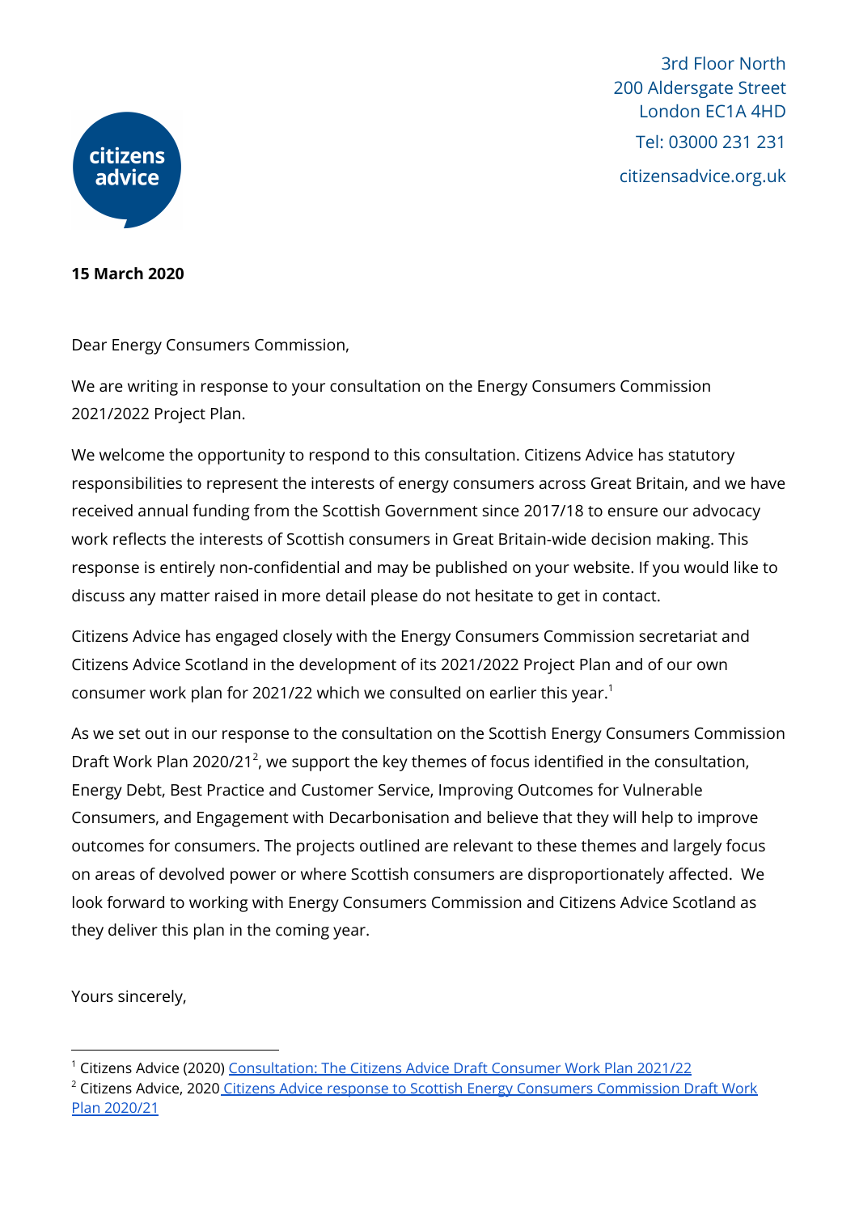3rd Floor North
200 Aldersgate Street
London EC1A 4HD

Tel: 03000 231 231

citizensadvice.org.uk

**15 March 2020**

Dear Energy Consumers Commission,

We are writing in response to your consultation on the Energy Consumers Commission 2021/2022 Project Plan.

We welcome the opportunity to respond to this consultation. Citizens Advice has statutory responsibilities to represent the interests of energy consumers across Great Britain, and we have received annual funding from the Scottish Government since 2017/18 to ensure our advocacy work reflects the interests of Scottish consumers in Great Britain-wide decision making. This response is entirely non-confidential and may be published on your website. If you would like to discuss any matter raised in more detail please do not hesitate to get in contact.

Citizens Advice has engaged closely with the Energy Consumers Commission secretariat and Citizens Advice Scotland in the development of its 2021/2022 Project Plan and of our own consumer work plan for 2021/22 which we consulted on earlier this year.[1]

As we set out in our response to the consultation on the Scottish Energy Consumers Commission Draft Work Plan 2020/21[2], we support the key themes of focus identified in the consultation, Energy Debt, Best Practice and Customer Service, Improving Outcomes for Vulnerable Consumers, and Engagement with Decarbonisation and believe that they will help to improve outcomes for consumers. The projects outlined are relevant to these themes and largely focus on areas of devolved power or where Scottish consumers are disproportionately affected. We look forward to working with Energy Consumers Commission and Citizens Advice Scotland as they deliver this plan in the coming year.

Yours sincerely,

---

[1] Citizens Advice (2020) Consultation: The Citizens Advice Draft Consumer Work Plan 2021/22

[2] Citizens Advice, 2020 Citizens Advice response to Scottish Energy Consumers Commission Draft Work Plan 2020/21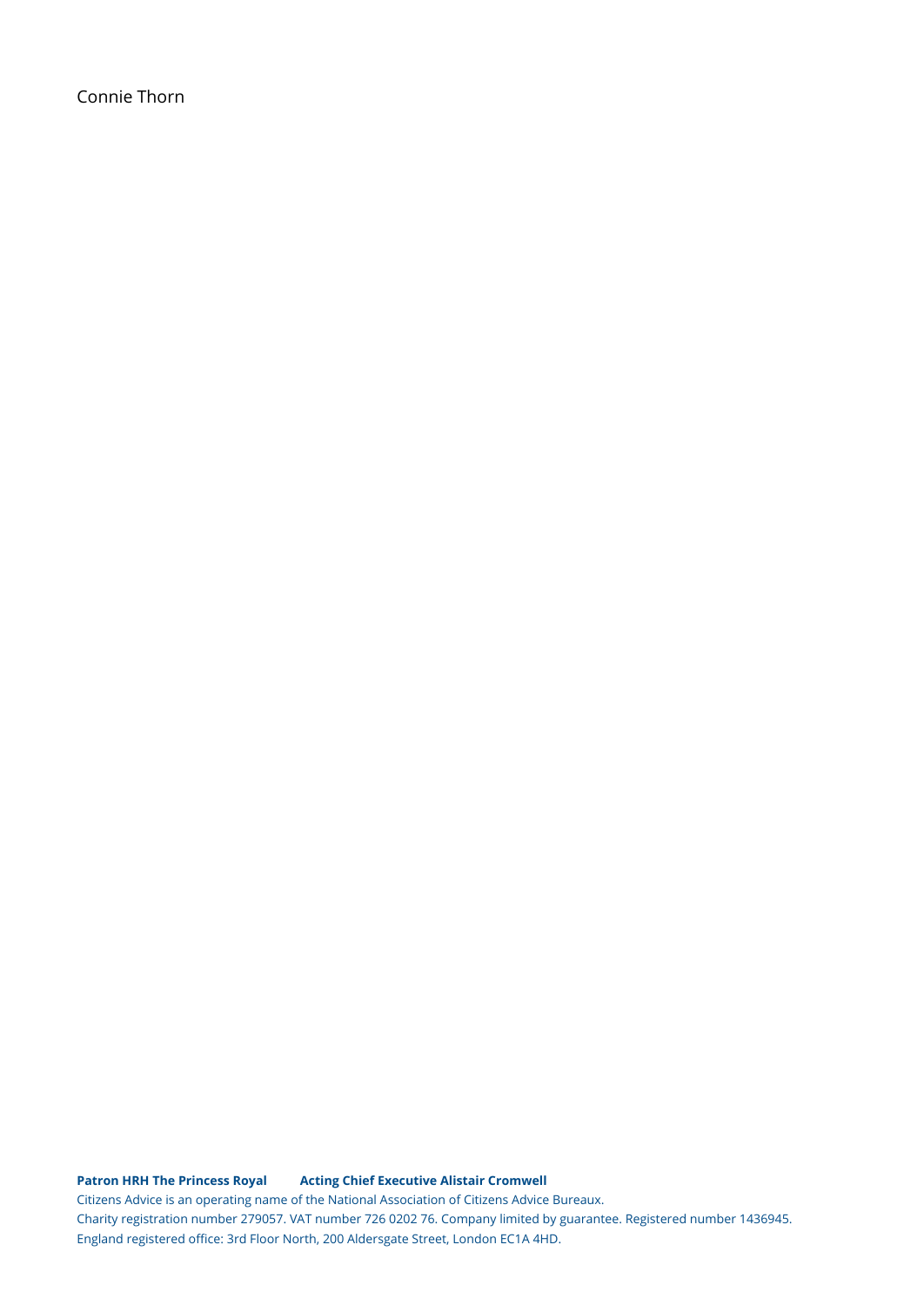Connie Thorn

**Patron HRH The Princess Royal** **Acting Chief Executive Alistair Cromwell**

Citizens Advice is an operating name of the National Association of Citizens Advice Bureaux.

Charity registration number 279057. VAT number 726 0202 76. Company limited by guarantee. Registered number 1436945.

England registered office: 3rd Floor North, 200 Aldersgate Street, London EC1A 4HD.